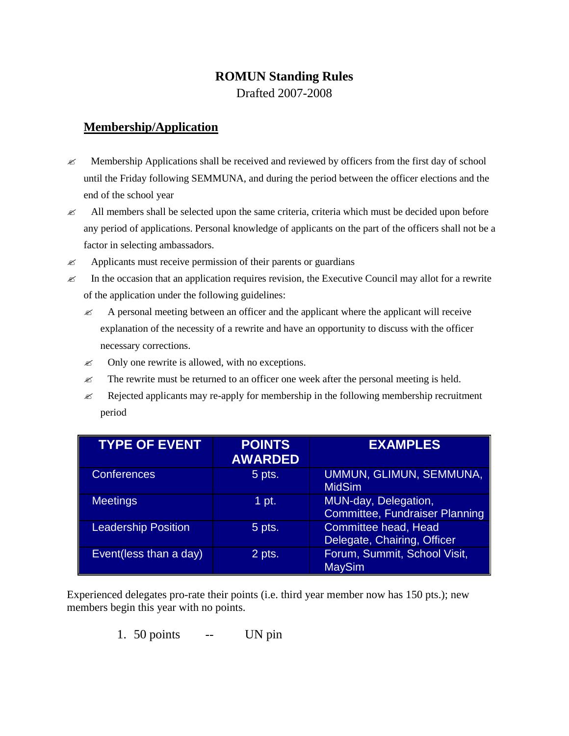# ROMUN Standing Rules

Drafted 2007-2008

## Membership/Application

- Membership Applications shall be received and reviewed by officers from the first day of school until the Friday following SEMMUNA, and during the period between the officer elections and the end of the school year
- All members shall be selected upon the same criteria, criteria which must be decided upon before any period of applications. Personal knowledge of applicants on the part of the officers shall not be a factor in selecting ambassadors.
- Applicants must receive permission of their parents or guardians
- In the occasion that an application requires revision, the Executive Council may allot for a rewrite of the application under the following guidelines:
  - A personal meeting between an officer and the applicant where the applicant will receive explanation of the necessity of a rewrite and have an opportunity to discuss with the officer necessary corrections.
  - Only one rewrite is allowed, with no exceptions.
  - The rewrite must be returned to an officer one week after the personal meeting is held.
  - Rejected applicants may re-apply for membership in the following membership recruitment period

| TYPE OF EVENT | POINTS AWARDED | EXAMPLES |
|---|---|---|
| Conferences | 5 pts. | UMMUN, GLIMUN, SEMMUNA, MidSim |
| Meetings | 1 pt. | MUN-day, Delegation, Committee, Fundraiser Planning |
| Leadership Position | 5 pts. | Committee head, Head Delegate, Chairing, Officer |
| Event(less than a day) | 2 pts. | Forum, Summit, School Visit, MaySim |

Experienced delegates pro-rate their points (i.e. third year member now has 150 pts.); new members begin this year with no points.

1. 50 points -- UN pin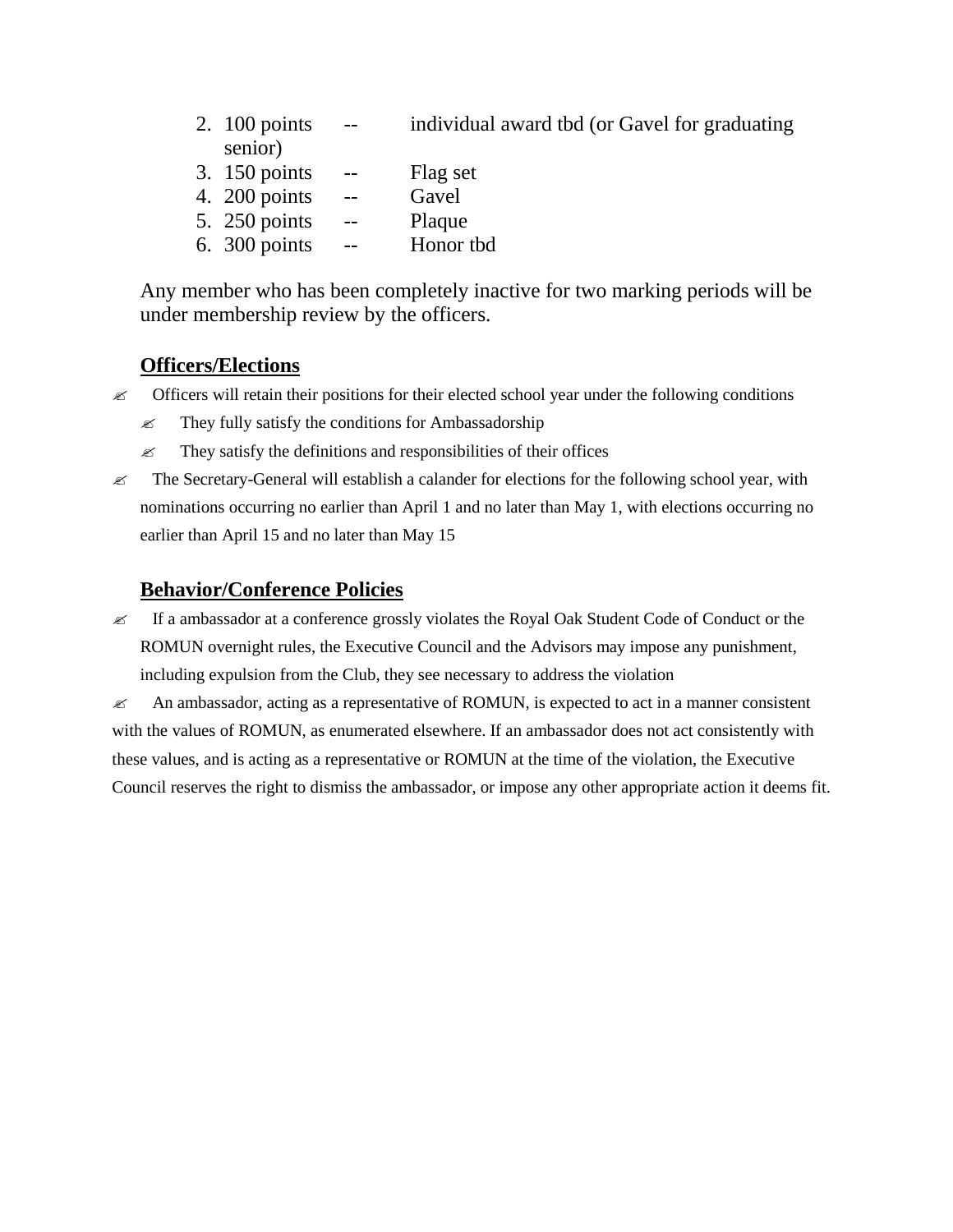2. 100 points -- individual award tbd (or Gavel for graduating senior)
3. 150 points -- Flag set
4. 200 points -- Gavel
5. 250 points -- Plaque
6. 300 points -- Honor tbd

Any member who has been completely inactive for two marking periods will be under membership review by the officers.

## Officers/Elections

- Officers will retain their positions for their elected school year under the following conditions
  - They fully satisfy the conditions for Ambassadorship
  - They satisfy the definitions and responsibilities of their offices
- The Secretary-General will establish a calander for elections for the following school year, with nominations occurring no earlier than April 1 and no later than May 1, with elections occurring no earlier than April 15 and no later than May 15

## Behavior/Conference Policies

- If a ambassador at a conference grossly violates the Royal Oak Student Code of Conduct or the ROMUN overnight rules, the Executive Council and the Advisors may impose any punishment, including expulsion from the Club, they see necessary to address the violation
- An ambassador, acting as a representative of ROMUN, is expected to act in a manner consistent with the values of ROMUN, as enumerated elsewhere. If an ambassador does not act consistently with these values, and is acting as a representative or ROMUN at the time of the violation, the Executive Council reserves the right to dismiss the ambassador, or impose any other appropriate action it deems fit.